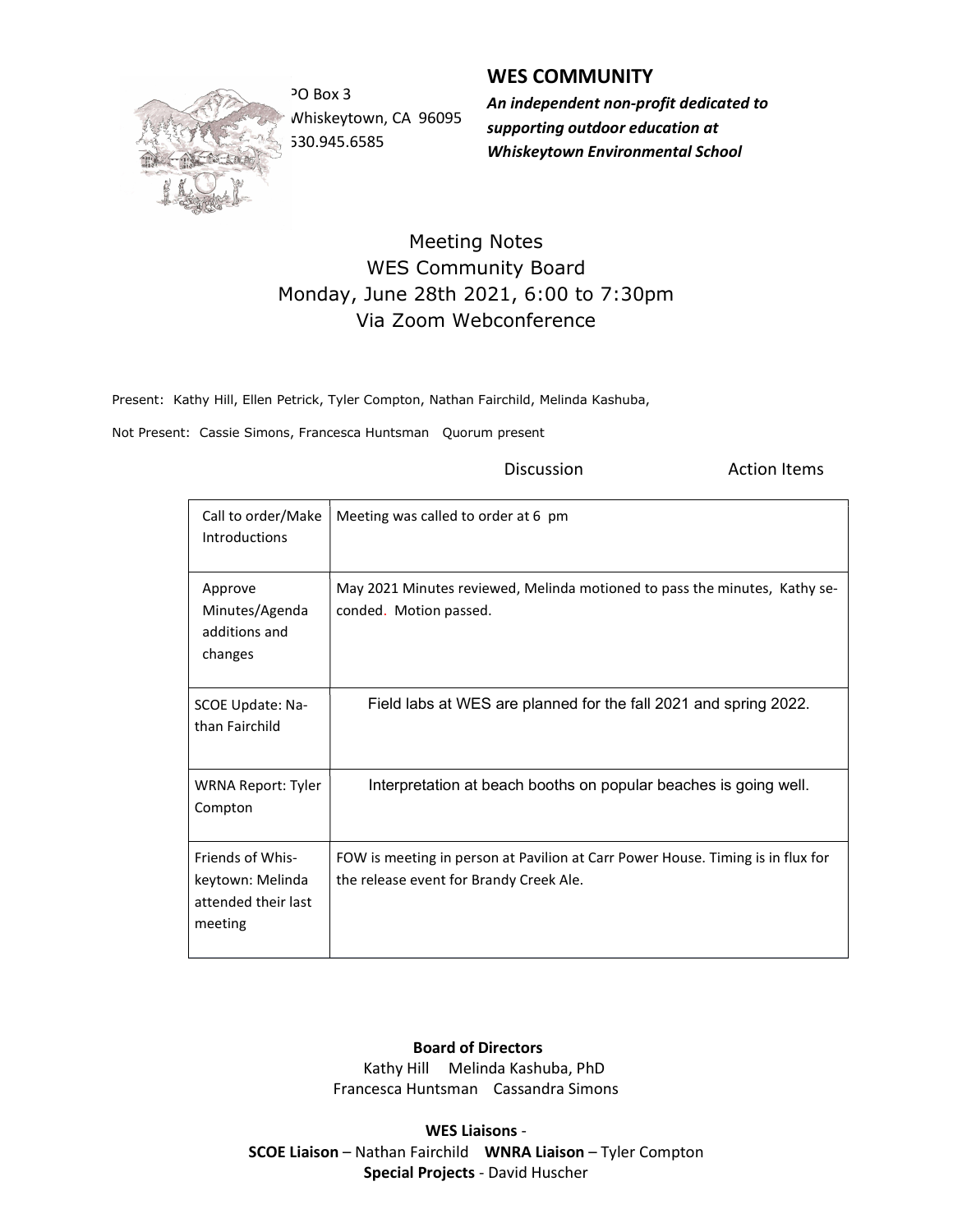PO Box 3
Whiskeytown, CA 96095
530.945.6585

## WES COMMUNITY

***An independent non-profit dedicated to supporting outdoor education at Whiskeytown Environmental School***

# Meeting Notes
## WES Community Board
## Monday, June 28th 2021, 6:00 to 7:30pm
## Via Zoom Webconference

Present: Kathy Hill, Ellen Petrick, Tyler Compton, Nathan Fairchild, Melinda Kashuba,

Not Present: Cassie Simons, Francesca Huntsman Quorum present

| | Discussion | Action Items |
|---|---|---|
| Call to order/Make Introductions | Meeting was called to order at 6 pm | |
| Approve Minutes/Agenda additions and changes | May 2021 Minutes reviewed, Melinda motioned to pass the minutes, Kathy seconded. Motion passed. | |
| SCOE Update: Nathan Fairchild | Field labs at WES are planned for the fall 2021 and spring 2022. | |
| WRNA Report: Tyler Compton | Interpretation at beach booths on popular beaches is going well. | |
| Friends of Whiskeytown: Melinda attended their last meeting | FOW is meeting in person at Pavilion at Carr Power House. Timing is in flux for the release event for Brandy Creek Ale. | |

**Board of Directors**
Kathy Hill Melinda Kashuba, PhD
Francesca Huntsman Cassandra Simons

**WES Liaisons** -
**SCOE Liaison** – Nathan Fairchild **WNRA Liaison** – Tyler Compton
**Special Projects** - David Huscher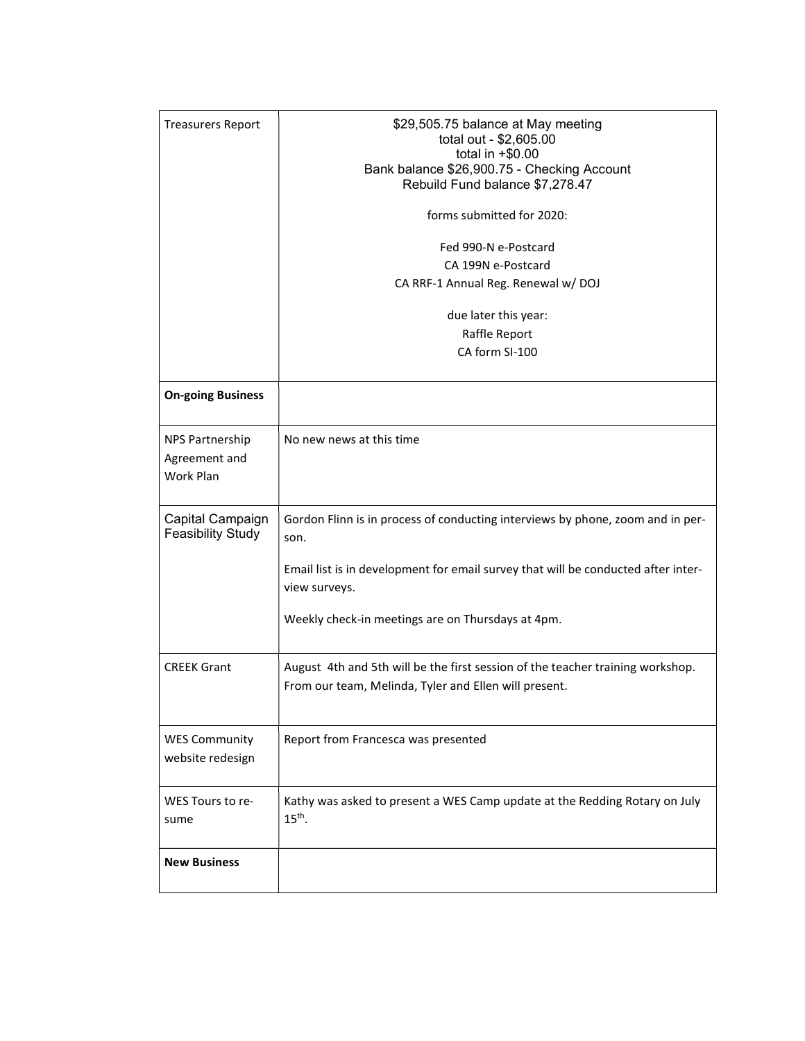| Treasurers Report | $29,505.75 balance at May meeting<br>total out - $2,605.00<br>total in +$0.00<br>Bank balance $26,900.75 - Checking Account<br>Rebuild Fund balance $7,278.47<br><br>forms submitted for 2020:<br><br>Fed 990-N e-Postcard<br>CA 199N e-Postcard<br>CA RRF-1 Annual Reg. Renewal w/ DOJ<br><br>due later this year:<br>Raffle Report<br>CA form SI-100 |
|---|---|
| **On-going Business** | |
| NPS Partnership Agreement and Work Plan | No new news at this time |
| Capital Campaign Feasibility Study | Gordon Flinn is in process of conducting interviews by phone, zoom and in person.<br><br>Email list is in development for email survey that will be conducted after interview surveys.<br><br>Weekly check-in meetings are on Thursdays at 4pm. |
| CREEK Grant | August 4th and 5th will be the first session of the teacher training workshop. From our team, Melinda, Tyler and Ellen will present. |
| WES Community website redesign | Report from Francesca was presented |
| WES Tours to resume | Kathy was asked to present a WES Camp update at the Redding Rotary on July 15th. |
| **New Business** | |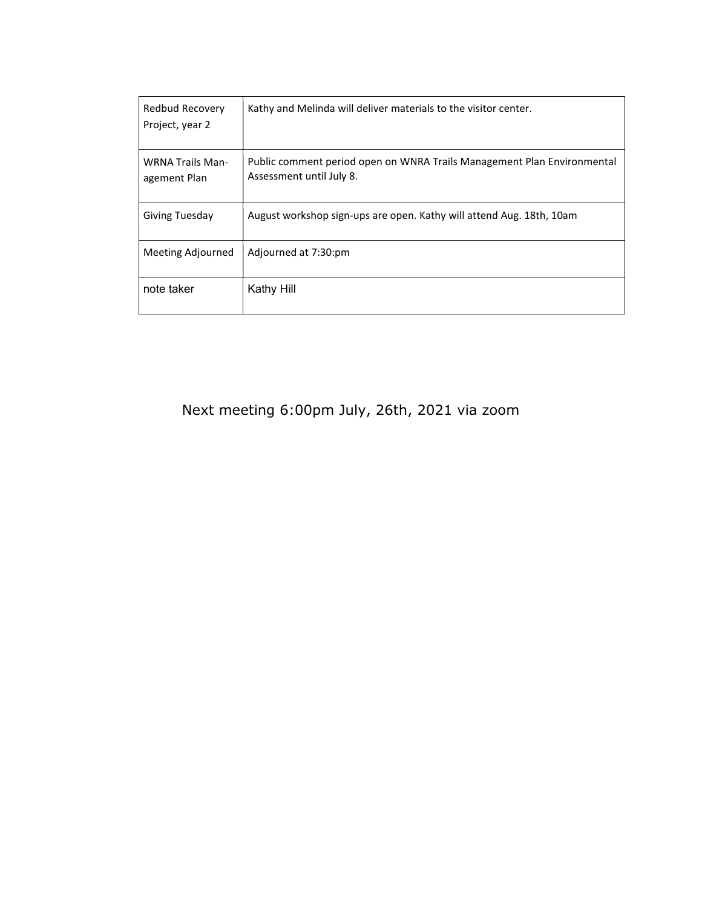| | |
|---|---|
| Redbud Recovery Project, year 2 | Kathy and Melinda will deliver materials to the visitor center. |
| WRNA Trails Management Plan | Public comment period open on WNRA Trails Management Plan Environmental Assessment until July 8. |
| Giving Tuesday | August workshop sign-ups are open. Kathy will attend Aug. 18th, 10am |
| Meeting Adjourned | Adjourned at 7:30:pm |
| note taker | Kathy Hill |

Next meeting 6:00pm July, 26th, 2021 via zoom